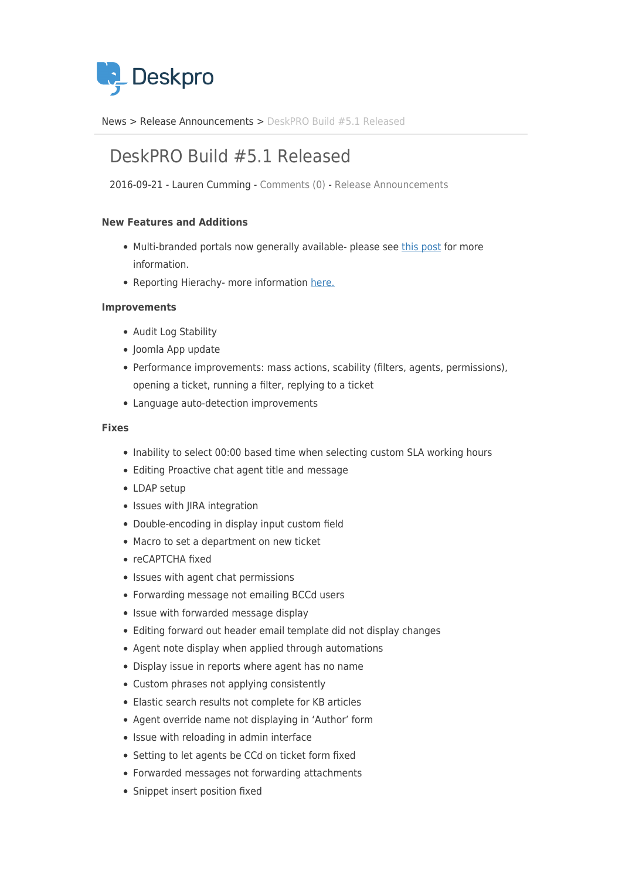Deskpro

News > Release Announcements > DeskPRO Build #5.1 Released

# DeskPRO Build #5.1 Released

2016-09-21 - Lauren Cumming - Comments (0) - Release Announcements

### New Features and Additions

- Multi-branded portals now generally available- please see this post for more information.
- Reporting Hierachy- more information here.

### Improvements

- Audit Log Stability
- Joomla App update
- Performance improvements: mass actions, scability (filters, agents, permissions), opening a ticket, running a filter, replying to a ticket
- Language auto-detection improvements

### Fixes

- Inability to select 00:00 based time when selecting custom SLA working hours
- Editing Proactive chat agent title and message
- LDAP setup
- Issues with JIRA integration
- Double-encoding in display input custom field
- Macro to set a department on new ticket
- reCAPTCHA fixed
- Issues with agent chat permissions
- Forwarding message not emailing BCCd users
- Issue with forwarded message display
- Editing forward out header email template did not display changes
- Agent note display when applied through automations
- Display issue in reports where agent has no name
- Custom phrases not applying consistently
- Elastic search results not complete for KB articles
- Agent override name not displaying in 'Author' form
- Issue with reloading in admin interface
- Setting to let agents be CCd on ticket form fixed
- Forwarded messages not forwarding attachments
- Snippet insert position fixed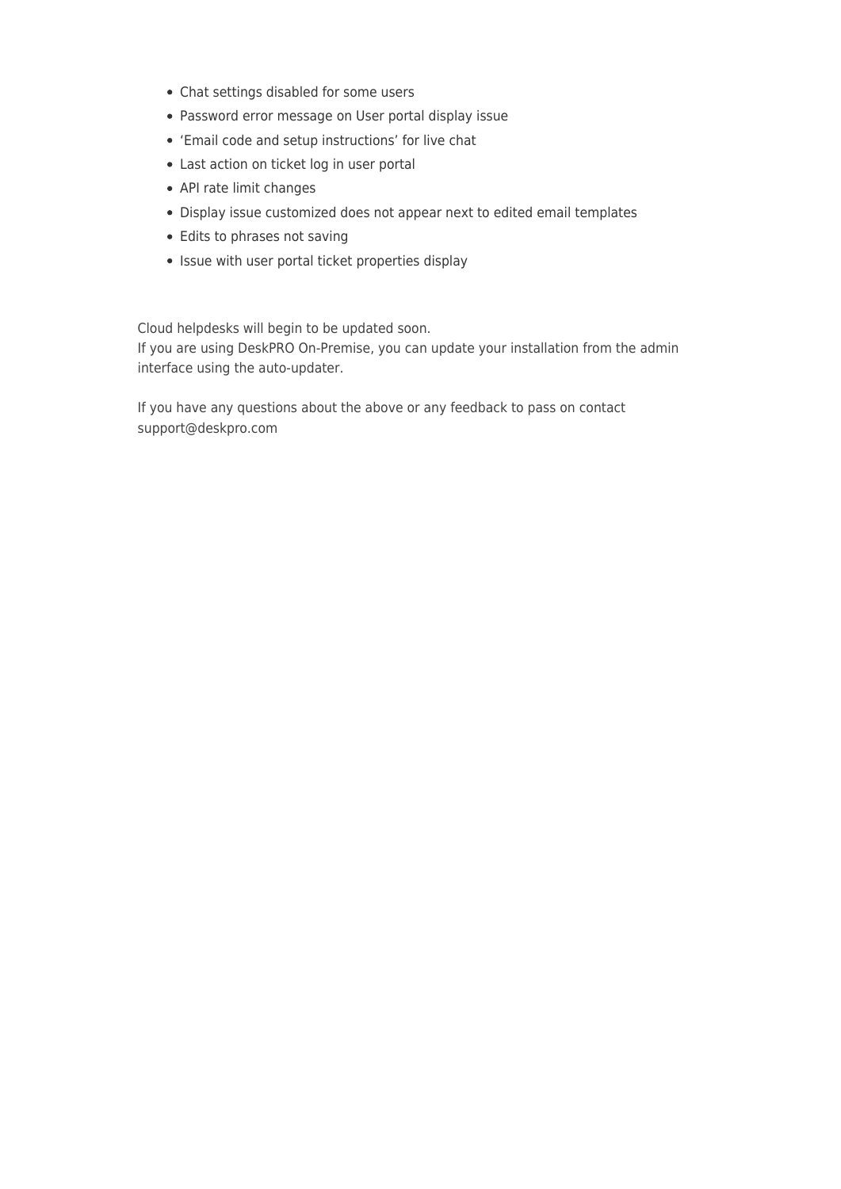- Chat settings disabled for some users
- Password error message on User portal display issue
- ‘Email code and setup instructions’ for live chat
- Last action on ticket log in user portal
- API rate limit changes
- Display issue customized does not appear next to edited email templates
- Edits to phrases not saving
- Issue with user portal ticket properties display

Cloud helpdesks will begin to be updated soon.
If you are using DeskPRO On-Premise, you can update your installation from the admin interface using the auto-updater.

If you have any questions about the above or any feedback to pass on contact support@deskpro.com